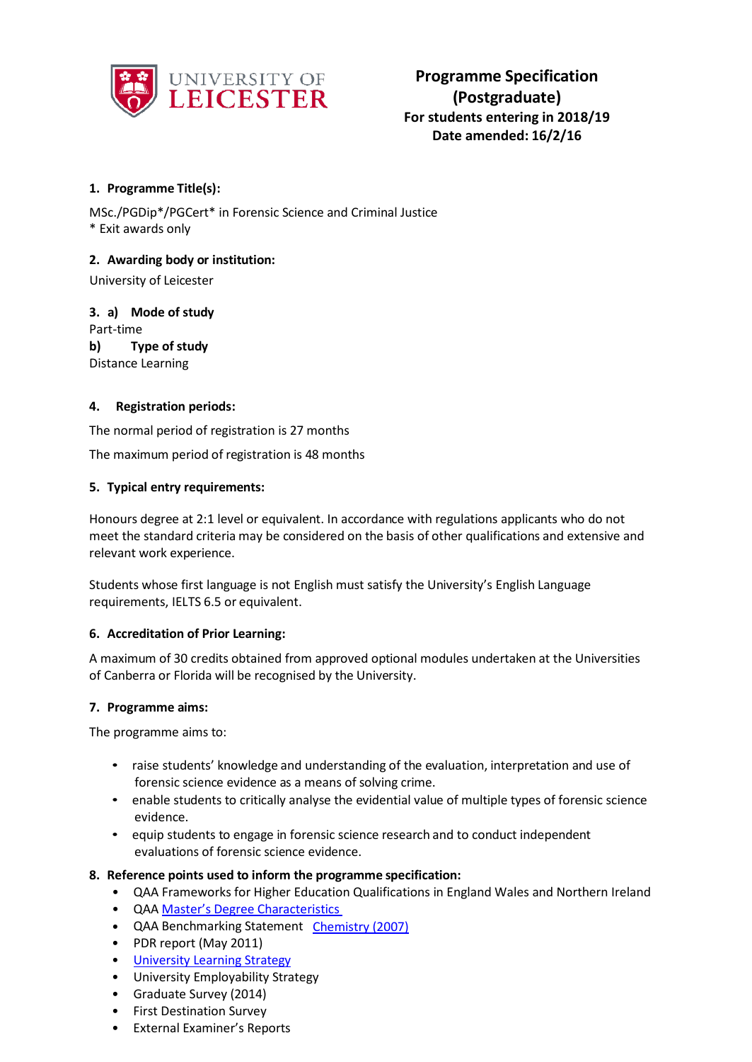University of Leicester

# Programme Specification (Postgraduate)

**For students entering in 2018/19**
**Date amended: 16/2/16**

## 1. Programme Title(s):

MSc./PGDip*/PGCert* in Forensic Science and Criminal Justice
* Exit awards only

## 2. Awarding body or institution:

University of Leicester

## 3. a) Mode of study

Part-time

**b) Type of study**

Distance Learning

## 4. Registration periods:

The normal period of registration is 27 months

The maximum period of registration is 48 months

## 5. Typical entry requirements:

Honours degree at 2:1 level or equivalent. In accordance with regulations applicants who do not meet the standard criteria may be considered on the basis of other qualifications and extensive and relevant work experience.

Students whose first language is not English must satisfy the University's English Language requirements, IELTS 6.5 or equivalent.

## 6. Accreditation of Prior Learning:

A maximum of 30 credits obtained from approved optional modules undertaken at the Universities of Canberra or Florida will be recognised by the University.

## 7. Programme aims:

The programme aims to:

- raise students' knowledge and understanding of the evaluation, interpretation and use of forensic science evidence as a means of solving crime.
- enable students to critically analyse the evidential value of multiple types of forensic science evidence.
- equip students to engage in forensic science research and to conduct independent evaluations of forensic science evidence.

## 8. Reference points used to inform the programme specification:

- QAA Frameworks for Higher Education Qualifications in England Wales and Northern Ireland
- QAA Master's Degree Characteristics
- QAA Benchmarking Statement Chemistry (2007)
- PDR report (May 2011)
- University Learning Strategy
- University Employability Strategy
- Graduate Survey (2014)
- First Destination Survey
- External Examiner's Reports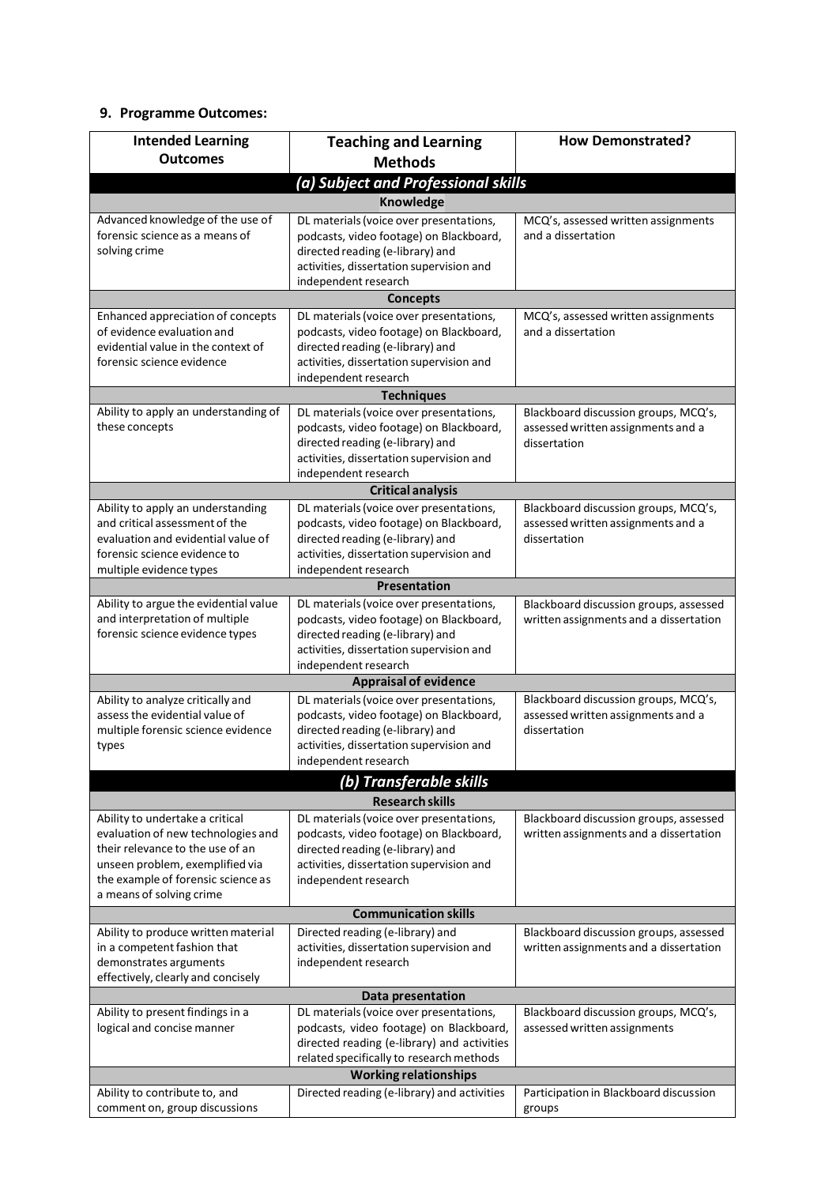## 9. Programme Outcomes:

| Intended Learning Outcomes | Teaching and Learning Methods | How Demonstrated? |
|---|---|---|
| ***(a) Subject and Professional skills*** | | |
| **Knowledge** | | |
| Advanced knowledge of the use of forensic science as a means of solving crime | DL materials (voice over presentations, podcasts, video footage) on Blackboard, directed reading (e-library) and activities, dissertation supervision and independent research | MCQ's, assessed written assignments and a dissertation |
| **Concepts** | | |
| Enhanced appreciation of concepts of evidence evaluation and evidential value in the context of forensic science evidence | DL materials (voice over presentations, podcasts, video footage) on Blackboard, directed reading (e-library) and activities, dissertation supervision and independent research | MCQ's, assessed written assignments and a dissertation |
| **Techniques** | | |
| Ability to apply an understanding of these concepts | DL materials (voice over presentations, podcasts, video footage) on Blackboard, directed reading (e-library) and activities, dissertation supervision and independent research | Blackboard discussion groups, MCQ's, assessed written assignments and a dissertation |
| **Critical analysis** | | |
| Ability to apply an understanding and critical assessment of the evaluation and evidential value of forensic science evidence to multiple evidence types | DL materials (voice over presentations, podcasts, video footage) on Blackboard, directed reading (e-library) and activities, dissertation supervision and independent research | Blackboard discussion groups, MCQ's, assessed written assignments and a dissertation |
| **Presentation** | | |
| Ability to argue the evidential value and interpretation of multiple forensic science evidence types | DL materials (voice over presentations, podcasts, video footage) on Blackboard, directed reading (e-library) and activities, dissertation supervision and independent research | Blackboard discussion groups, assessed written assignments and a dissertation |
| **Appraisal of evidence** | | |
| Ability to analyze critically and assess the evidential value of multiple forensic science evidence types | DL materials (voice over presentations, podcasts, video footage) on Blackboard, directed reading (e-library) and activities, dissertation supervision and independent research | Blackboard discussion groups, MCQ's, assessed written assignments and a dissertation |
| ***(b) Transferable skills*** | | |
| **Research skills** | | |
| Ability to undertake a critical evaluation of new technologies and their relevance to the use of an unseen problem, exemplified via the example of forensic science as a means of solving crime | DL materials (voice over presentations, podcasts, video footage) on Blackboard, directed reading (e-library) and activities, dissertation supervision and independent research | Blackboard discussion groups, assessed written assignments and a dissertation |
| **Communication skills** | | |
| Ability to produce written material in a competent fashion that demonstrates arguments effectively, clearly and concisely | Directed reading (e-library) and activities, dissertation supervision and independent research | Blackboard discussion groups, assessed written assignments and a dissertation |
| **Data presentation** | | |
| Ability to present findings in a logical and concise manner | DL materials (voice over presentations, podcasts, video footage) on Blackboard, directed reading (e-library) and activities related specifically to research methods | Blackboard discussion groups, MCQ's, assessed written assignments |
| **Working relationships** | | |
| Ability to contribute to, and comment on, group discussions | Directed reading (e-library) and activities | Participation in Blackboard discussion groups |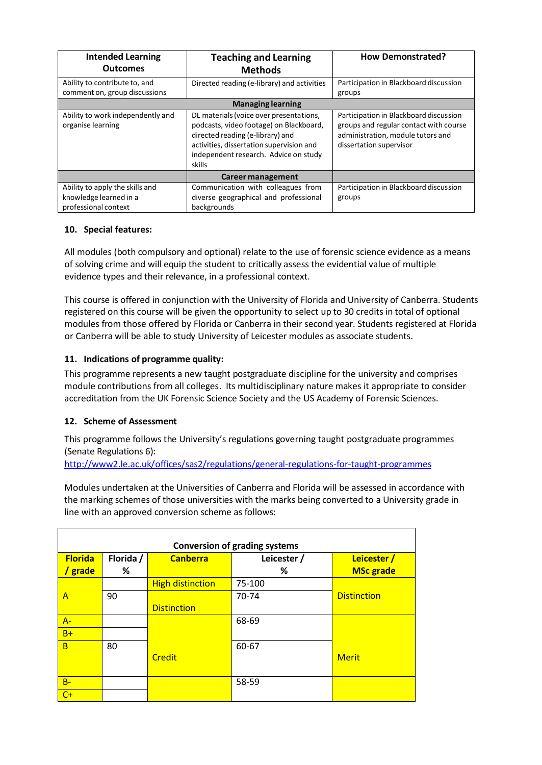| Intended Learning Outcomes | Teaching and Learning Methods | How Demonstrated? |
|---|---|---|
| Ability to contribute to, and comment on, group discussions | Directed reading (e-library) and activities | Participation in Blackboard discussion groups |
| | **Managing learning** | |
| Ability to work independently and organise learning | DL materials (voice over presentations, podcasts, video footage) on Blackboard, directed reading (e-library) and activities, dissertation supervision and independent research. Advice on study skills | Participation in Blackboard discussion groups and regular contact with course administration, module tutors and dissertation supervisor |
| | **Career management** | |
| Ability to apply the skills and knowledge learned in a professional context | Communication with colleagues from diverse geographical and professional backgrounds | Participation in Blackboard discussion groups |

### 10. Special features:

All modules (both compulsory and optional) relate to the use of forensic science evidence as a means of solving crime and will equip the student to critically assess the evidential value of multiple evidence types and their relevance, in a professional context.

This course is offered in conjunction with the University of Florida and University of Canberra. Students registered on this course will be given the opportunity to select up to 30 credits in total of optional modules from those offered by Florida or Canberra in their second year. Students registered at Florida or Canberra will be able to study University of Leicester modules as associate students.

### 11. Indications of programme quality:

This programme represents a new taught postgraduate discipline for the university and comprises module contributions from all colleges. Its multidisciplinary nature makes it appropriate to consider accreditation from the UK Forensic Science Society and the US Academy of Forensic Sciences.

### 12. Scheme of Assessment

This programme follows the University's regulations governing taught postgraduate programmes (Senate Regulations 6):
http://www2.le.ac.uk/offices/sas2/regulations/general-regulations-for-taught-programmes

Modules undertaken at the Universities of Canberra and Florida will be assessed in accordance with the marking schemes of those universities with the marks being converted to a University grade in line with an approved conversion scheme as follows:

| Conversion of grading systems | | | | |
|---|---|---|---|---|
| **Florida / grade** | **Florida / %** | **Canberra** | **Leicester / %** | **Leicester / MSc grade** |
| | | High distinction | 75-100 | Distinction |
| A | 90 | Distinction | 70-74 | |
| A- | | Credit | 68-69 | Merit |
| B+ | | | | |
| B | 80 | | 60-67 | |
| B- | | | 58-59 | |
| C+ | | | | |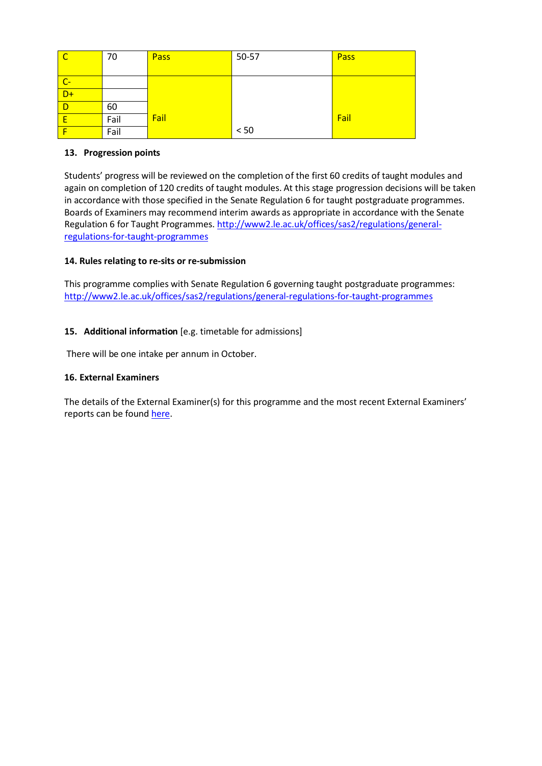| C | 70 | Pass | 50-57 | Pass |
|---|---|---|---|---|
| C- | | Fail | < 50 | Fail |
| D+ | | | | |
| D | 60 | | | |
| E | Fail | | | |
| F | Fail | | | |

**13. Progression points**

Students' progress will be reviewed on the completion of the first 60 credits of taught modules and again on completion of 120 credits of taught modules. At this stage progression decisions will be taken in accordance with those specified in the Senate Regulation 6 for taught postgraduate programmes. Boards of Examiners may recommend interim awards as appropriate in accordance with the Senate Regulation 6 for Taught Programmes. [http://www2.le.ac.uk/offices/sas2/regulations/general-regulations-for-taught-programmes](http://www2.le.ac.uk/offices/sas2/regulations/general-regulations-for-taught-programmes)

**14. Rules relating to re-sits or re-submission**

This programme complies with Senate Regulation 6 governing taught postgraduate programmes: [http://www2.le.ac.uk/offices/sas2/regulations/general-regulations-for-taught-programmes](http://www2.le.ac.uk/offices/sas2/regulations/general-regulations-for-taught-programmes)

**15. Additional information** [e.g. timetable for admissions]

There will be one intake per annum in October.

**16. External Examiners**

The details of the External Examiner(s) for this programme and the most recent External Examiners' reports can be found here.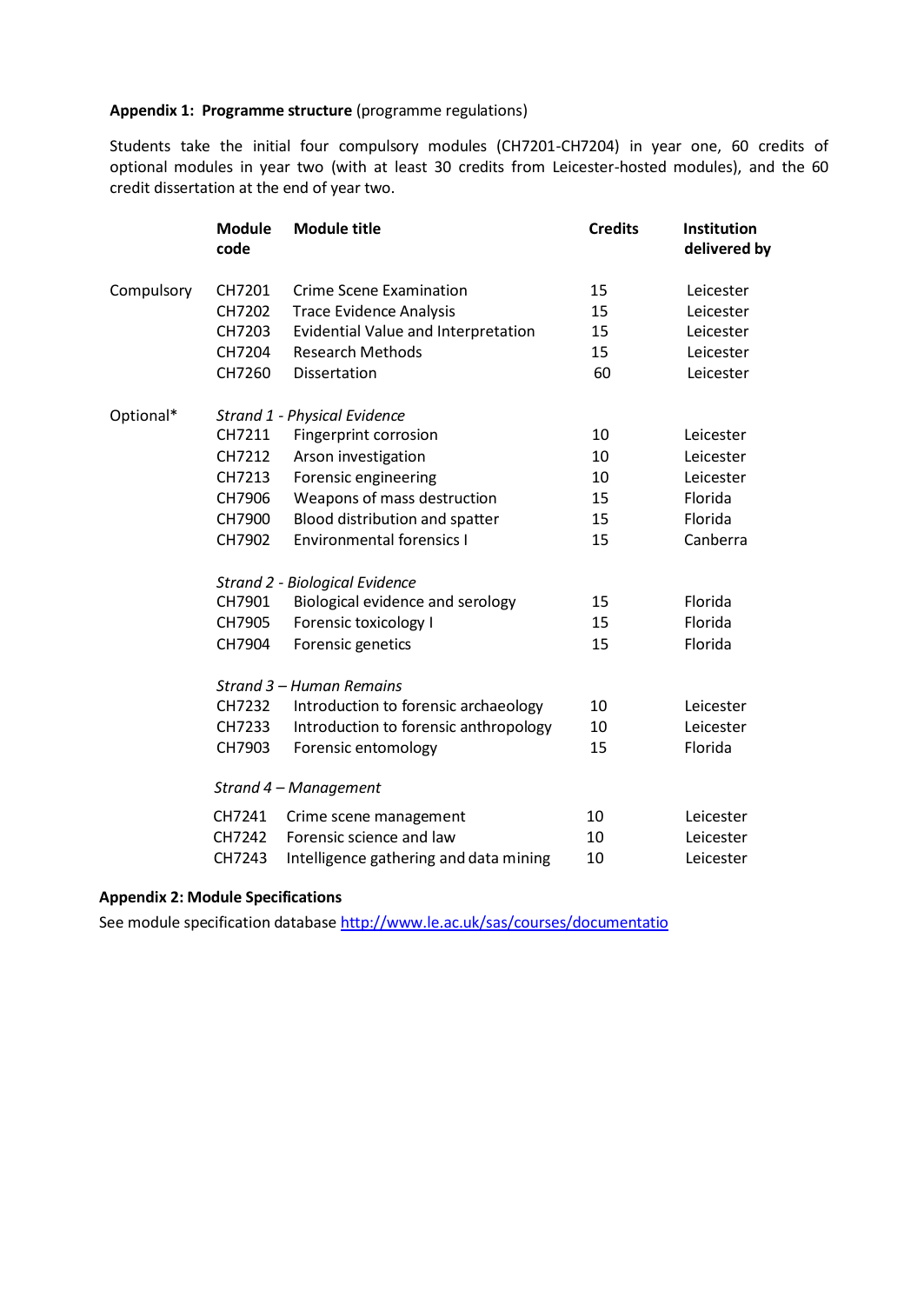**Appendix 1: Programme structure** (programme regulations)

Students take the initial four compulsory modules (CH7201-CH7204) in year one, 60 credits of optional modules in year two (with at least 30 credits from Leicester-hosted modules), and the 60 credit dissertation at the end of year two.

| | Module code | Module title | Credits | Institution delivered by |
|---|---|---|---|---|
| Compulsory | CH7201 | Crime Scene Examination | 15 | Leicester |
| | CH7202 | Trace Evidence Analysis | 15 | Leicester |
| | CH7203 | Evidential Value and Interpretation | 15 | Leicester |
| | CH7204 | Research Methods | 15 | Leicester |
| | CH7260 | Dissertation | 60 | Leicester |
| Optional* | *Strand 1 - Physical Evidence* | | | |
| | CH7211 | Fingerprint corrosion | 10 | Leicester |
| | CH7212 | Arson investigation | 10 | Leicester |
| | CH7213 | Forensic engineering | 10 | Leicester |
| | CH7906 | Weapons of mass destruction | 15 | Florida |
| | CH7900 | Blood distribution and spatter | 15 | Florida |
| | CH7902 | Environmental forensics I | 15 | Canberra |
| | *Strand 2 - Biological Evidence* | | | |
| | CH7901 | Biological evidence and serology | 15 | Florida |
| | CH7905 | Forensic toxicology I | 15 | Florida |
| | CH7904 | Forensic genetics | 15 | Florida |
| | *Strand 3 – Human Remains* | | | |
| | CH7232 | Introduction to forensic archaeology | 10 | Leicester |
| | CH7233 | Introduction to forensic anthropology | 10 | Leicester |
| | CH7903 | Forensic entomology | 15 | Florida |
| | *Strand 4 – Management* | | | |
| | CH7241 | Crime scene management | 10 | Leicester |
| | CH7242 | Forensic science and law | 10 | Leicester |
| | CH7243 | Intelligence gathering and data mining | 10 | Leicester |

**Appendix 2: Module Specifications**

See module specification database http://www.le.ac.uk/sas/courses/documentatio